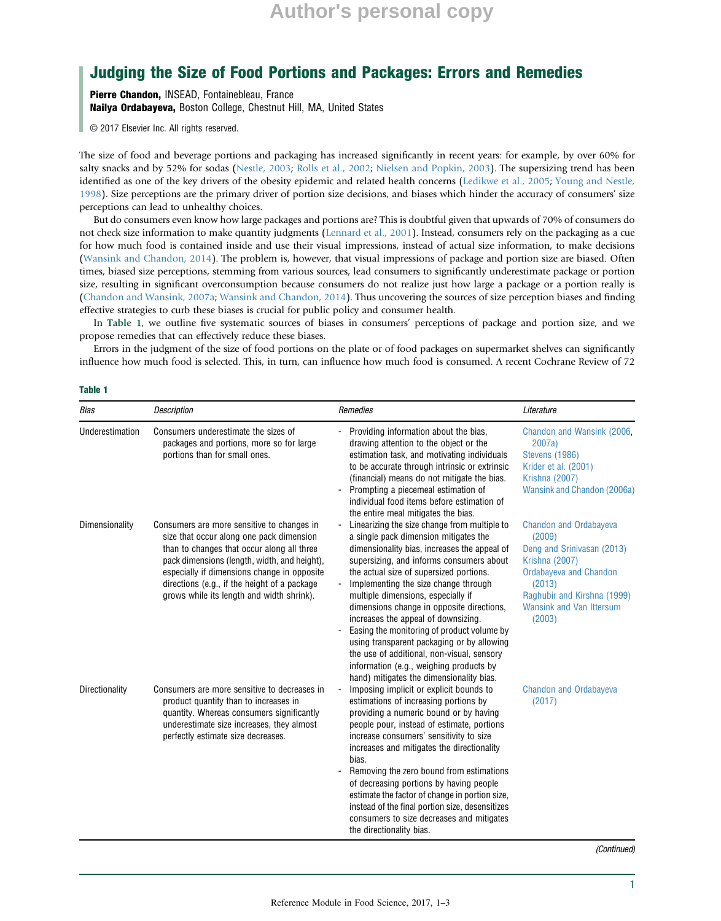# Judging the Size of Food Portions and Packages: Errors and Remedies

**Pierre Chandon,** INSEAD, Fontainebleau, France
**Nailya Ordabayeva,** Boston College, Chestnut Hill, MA, United States

© 2017 Elsevier Inc. All rights reserved.

The size of food and beverage portions and packaging has increased significantly in recent years: for example, by over 60% for salty snacks and by 52% for sodas (Nestle, 2003; Rolls et al., 2002; Nielsen and Popkin, 2003). The supersizing trend has been identified as one of the key drivers of the obesity epidemic and related health concerns (Ledikwe et al., 2005; Young and Nestle, 1998). Size perceptions are the primary driver of portion size decisions, and biases which hinder the accuracy of consumers' size perceptions can lead to unhealthy choices.

But do consumers even know how large packages and portions are? This is doubtful given that upwards of 70% of consumers do not check size information to make quantity judgments (Lennard et al., 2001). Instead, consumers rely on the packaging as a cue for how much food is contained inside and use their visual impressions, instead of actual size information, to make decisions (Wansink and Chandon, 2014). The problem is, however, that visual impressions of package and portion size are biased. Often times, biased size perceptions, stemming from various sources, lead consumers to significantly underestimate package or portion size, resulting in significant overconsumption because consumers do not realize just how large a package or a portion really is (Chandon and Wansink, 2007a; Wansink and Chandon, 2014). Thus uncovering the sources of size perception biases and finding effective strategies to curb these biases is crucial for public policy and consumer health.

In **Table 1**, we outline five systematic sources of biases in consumers' perceptions of package and portion size, and we propose remedies that can effectively reduce these biases.

Errors in the judgment of the size of food portions on the plate or of food packages on supermarket shelves can significantly influence how much food is selected. This, in turn, can influence how much food is consumed. A recent Cochrane Review of 72

**Table 1**

| *Bias* | *Description* | *Remedies* | *Literature* |
|---|---|---|---|
| Underestimation | Consumers underestimate the sizes of packages and portions, more so for large portions than for small ones. | - Providing information about the bias, drawing attention to the object or the estimation task, and motivating individuals to be accurate through intrinsic or extrinsic (financial) means do not mitigate the bias.<br>- Prompting a piecemeal estimation of individual food items before estimation of the entire meal mitigates the bias. | Chandon and Wansink (2006, 2007a)<br>Stevens (1986)<br>Krider et al. (2001)<br>Krishna (2007)<br>Wansink and Chandon (2006a) |
| Dimensionality | Consumers are more sensitive to changes in size that occur along one pack dimension than to changes that occur along all three pack dimensions (length, width, and height), especially if dimensions change in opposite directions (e.g., if the height of a package grows while its length and width shrink). | - Linearizing the size change from multiple to a single pack dimension mitigates the dimensionality bias, increases the appeal of supersizing, and informs consumers about the actual size of supersized portions.<br>- Implementing the size change through multiple dimensions, especially if dimensions change in opposite directions, increases the appeal of downsizing.<br>- Easing the monitoring of product volume by using transparent packaging or by allowing the use of additional, non-visual, sensory information (e.g., weighing products by hand) mitigates the dimensionality bias. | Chandon and Ordabayeva (2009)<br>Deng and Srinivasan (2013)<br>Krishna (2007)<br>Ordabayeva and Chandon (2013)<br>Raghubir and Kirshna (1999)<br>Wansink and Van Ittersum (2003) |
| Directionality | Consumers are more sensitive to decreases in product quantity than to increases in quantity. Whereas consumers significantly underestimate size increases, they almost perfectly estimate size decreases. | - Imposing implicit or explicit bounds to estimations of increasing portions by providing a numeric bound or by having people pour, instead of estimate, portions increase consumers' sensitivity to size increases and mitigates the directionality bias.<br>- Removing the zero bound from estimations of decreasing portions by having people estimate the factor of change in portion size, instead of the final portion size, desensitizes consumers to size decreases and mitigates the directionality bias. | Chandon and Ordabayeva (2017) |

*(Continued)*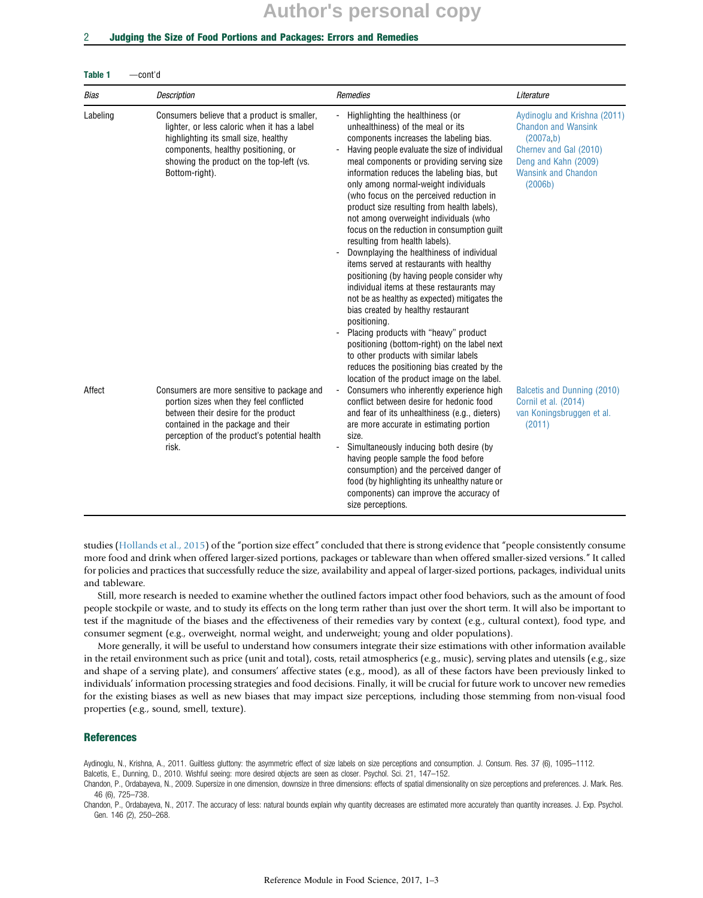**Table 1** —cont'd

| Bias | Description | Remedies | Literature |
|---|---|---|---|
| Labeling | Consumers believe that a product is smaller, lighter, or less caloric when it has a label highlighting its small size, healthy components, healthy positioning, or showing the product on the top-left (vs. Bottom-right). | - Highlighting the healthiness (or unhealthiness) of the meal or its components increases the labeling bias.<br>- Having people evaluate the size of individual meal components or providing serving size information reduces the labeling bias, but only among normal-weight individuals (who focus on the perceived reduction in product size resulting from health labels), not among overweight individuals (who focus on the reduction in consumption guilt resulting from health labels).<br>- Downplaying the healthiness of individual items served at restaurants with healthy positioning (by having people consider why individual items at these restaurants may not be as healthy as expected) mitigates the bias created by healthy restaurant positioning.<br>- Placing products with "heavy" product positioning (bottom-right) on the label next to other products with similar labels reduces the positioning bias created by the location of the product image on the label. | Aydinoglu and Krishna (2011)<br>Chandon and Wansink (2007a,b)<br>Chernev and Gal (2010)<br>Deng and Kahn (2009)<br>Wansink and Chandon (2006b) |
| Affect | Consumers are more sensitive to package and portion sizes when they feel conflicted between their desire for the product contained in the package and their perception of the product's potential health risk. | - Consumers who inherently experience high conflict between desire for hedonic food and fear of its unhealthiness (e.g., dieters) are more accurate in estimating portion size.<br>- Simultaneously inducing both desire (by having people sample the food before consumption) and the perceived danger of food (by highlighting its unhealthy nature or components) can improve the accuracy of size perceptions. | Balcetis and Dunning (2010)<br>Cornil et al. (2014)<br>van Koningsbruggen et al. (2011) |

studies (Hollands et al., 2015) of the "portion size effect" concluded that there is strong evidence that "people consistently consume more food and drink when offered larger-sized portions, packages or tableware than when offered smaller-sized versions." It called for policies and practices that successfully reduce the size, availability and appeal of larger-sized portions, packages, individual units and tableware.

Still, more research is needed to examine whether the outlined factors impact other food behaviors, such as the amount of food people stockpile or waste, and to study its effects on the long term rather than just over the short term. It will also be important to test if the magnitude of the biases and the effectiveness of their remedies vary by context (e.g., cultural context), food type, and consumer segment (e.g., overweight, normal weight, and underweight; young and older populations).

More generally, it will be useful to understand how consumers integrate their size estimations with other information available in the retail environment such as price (unit and total), costs, retail atmospherics (e.g., music), serving plates and utensils (e.g., size and shape of a serving plate), and consumers' affective states (e.g., mood), as all of these factors have been previously linked to individuals' information processing strategies and food decisions. Finally, it will be crucial for future work to uncover new remedies for the existing biases as well as new biases that may impact size perceptions, including those stemming from non-visual food properties (e.g., sound, smell, texture).

## References

Aydinoglu, N., Krishna, A., 2011. Guiltless gluttony: the asymmetric effect of size labels on size perceptions and consumption. J. Consum. Res. 37 (6), 1095–1112.

Balcetis, E., Dunning, D., 2010. Wishful seeing: more desired objects are seen as closer. Psychol. Sci. 21, 147–152.

Chandon, P., Ordabayeva, N., 2009. Supersize in one dimension, downsize in three dimensions: effects of spatial dimensionality on size perceptions and preferences. J. Mark. Res. 46 (6), 725–738.

Chandon, P., Ordabayeva, N., 2017. The accuracy of less: natural bounds explain why quantity decreases are estimated more accurately than quantity increases. J. Exp. Psychol. Gen. 146 (2), 250–268.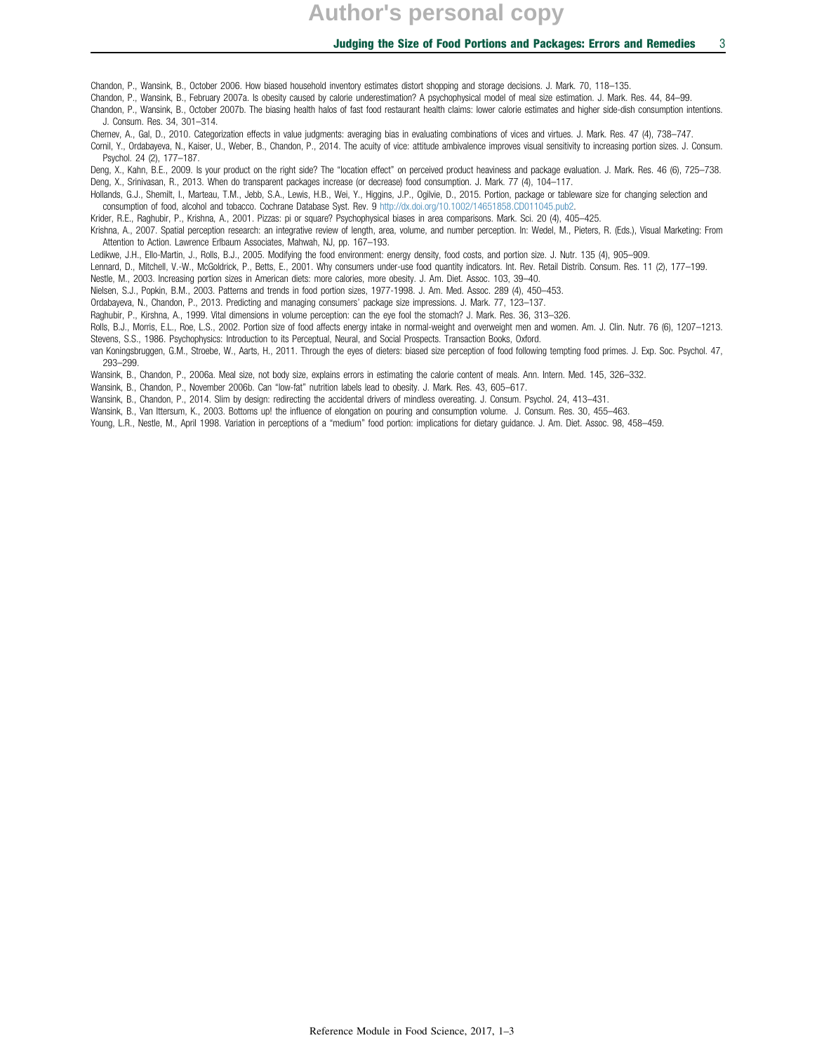Chandon, P., Wansink, B., October 2006. How biased household inventory estimates distort shopping and storage decisions. J. Mark. 70, 118–135.

Chandon, P., Wansink, B., February 2007a. Is obesity caused by calorie underestimation? A psychophysical model of meal size estimation. J. Mark. Res. 44, 84–99.

Chandon, P., Wansink, B., October 2007b. The biasing health halos of fast food restaurant health claims: lower calorie estimates and higher side-dish consumption intentions. J. Consum. Res. 34, 301–314.

Chernev, A., Gal, D., 2010. Categorization effects in value judgments: averaging bias in evaluating combinations of vices and virtues. J. Mark. Res. 47 (4), 738–747.

Cornil, Y., Ordabayeva, N., Kaiser, U., Weber, B., Chandon, P., 2014. The acuity of vice: attitude ambivalence improves visual sensitivity to increasing portion sizes. J. Consum. Psychol. 24 (2), 177–187.

Deng, X., Kahn, B.E., 2009. Is your product on the right side? The "location effect" on perceived product heaviness and package evaluation. J. Mark. Res. 46 (6), 725–738.

Deng, X., Srinivasan, R., 2013. When do transparent packages increase (or decrease) food consumption. J. Mark. 77 (4), 104–117.

Hollands, G.J., Shemilt, I., Marteau, T.M., Jebb, S.A., Lewis, H.B., Wei, Y., Higgins, J.P., Ogilvie, D., 2015. Portion, package or tableware size for changing selection and consumption of food, alcohol and tobacco. Cochrane Database Syst. Rev. 9 http://dx.doi.org/10.1002/14651858.CD011045.pub2.

Krider, R.E., Raghubir, P., Krishna, A., 2001. Pizzas: pi or square? Psychophysical biases in area comparisons. Mark. Sci. 20 (4), 405–425.

Krishna, A., 2007. Spatial perception research: an integrative review of length, area, volume, and number perception. In: Wedel, M., Pieters, R. (Eds.), Visual Marketing: From Attention to Action. Lawrence Erlbaum Associates, Mahwah, NJ, pp. 167–193.

Ledikwe, J.H., Ello-Martin, J., Rolls, B.J., 2005. Modifying the food environment: energy density, food costs, and portion size. J. Nutr. 135 (4), 905–909.

Lennard, D., Mitchell, V.-W., McGoldrick, P., Betts, E., 2001. Why consumers under-use food quantity indicators. Int. Rev. Retail Distrib. Consum. Res. 11 (2), 177–199.

Nestle, M., 2003. Increasing portion sizes in American diets: more calories, more obesity. J. Am. Diet. Assoc. 103, 39–40.

Nielsen, S.J., Popkin, B.M., 2003. Patterns and trends in food portion sizes, 1977-1998. J. Am. Med. Assoc. 289 (4), 450–453.

Ordabayeva, N., Chandon, P., 2013. Predicting and managing consumers' package size impressions. J. Mark. 77, 123–137.

Raghubir, P., Kirshna, A., 1999. Vital dimensions in volume perception: can the eye fool the stomach? J. Mark. Res. 36, 313–326.

Rolls, B.J., Morris, E.L., Roe, L.S., 2002. Portion size of food affects energy intake in normal-weight and overweight men and women. Am. J. Clin. Nutr. 76 (6), 1207–1213.

Stevens, S.S., 1986. Psychophysics: Introduction to its Perceptual, Neural, and Social Prospects. Transaction Books, Oxford.

van Koningsbruggen, G.M., Stroebe, W., Aarts, H., 2011. Through the eyes of dieters: biased size perception of food following tempting food primes. J. Exp. Soc. Psychol. 47, 293–299.

Wansink, B., Chandon, P., 2006a. Meal size, not body size, explains errors in estimating the calorie content of meals. Ann. Intern. Med. 145, 326–332.

Wansink, B., Chandon, P., November 2006b. Can "low-fat" nutrition labels lead to obesity. J. Mark. Res. 43, 605–617.

Wansink, B., Chandon, P., 2014. Slim by design: redirecting the accidental drivers of mindless overeating. J. Consum. Psychol. 24, 413–431.

Wansink, B., Van Ittersum, K., 2003. Bottoms up! the influence of elongation on pouring and consumption volume. J. Consum. Res. 30, 455–463.

Young, L.R., Nestle, M., April 1998. Variation in perceptions of a "medium" food portion: implications for dietary guidance. J. Am. Diet. Assoc. 98, 458–459.